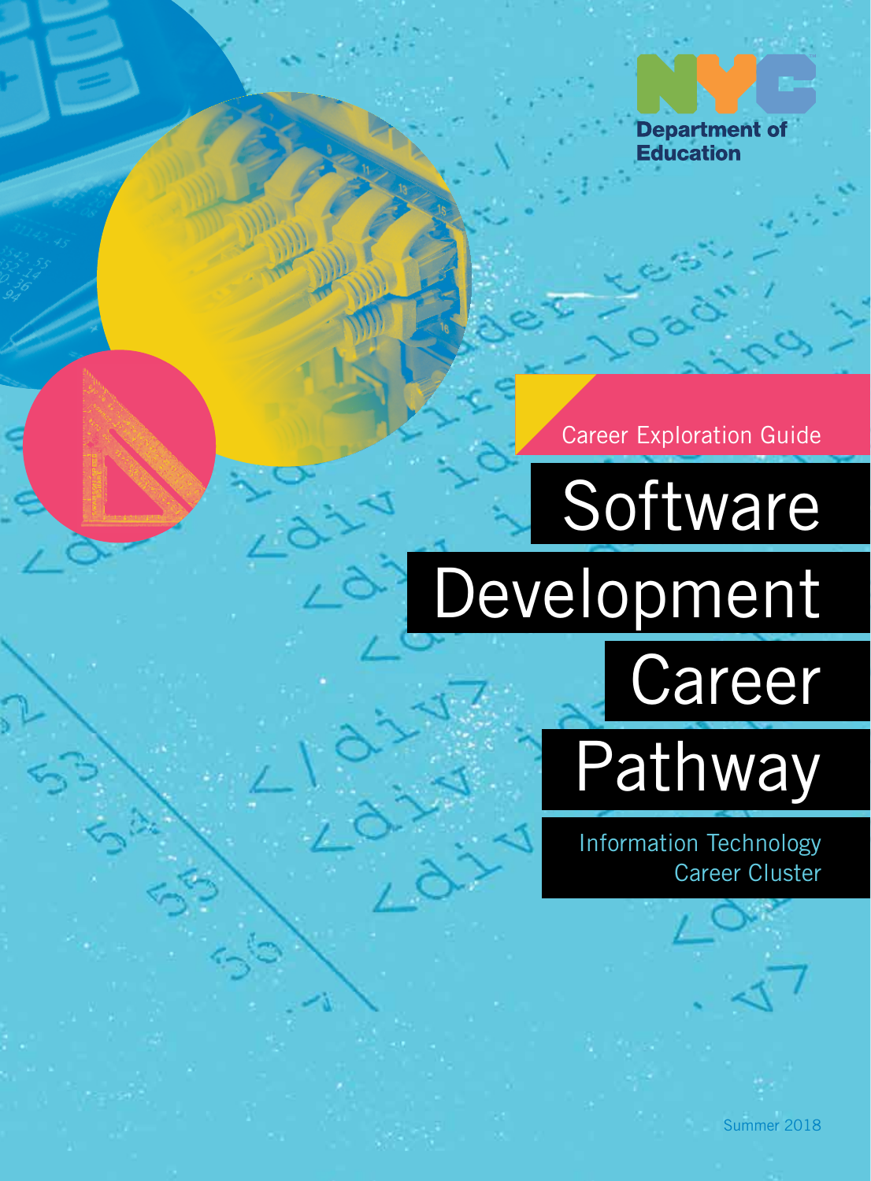NYC Department of Education

Career Exploration Guide

# Software Development Career Pathway

## Information Technology Career Cluster

Summer 2018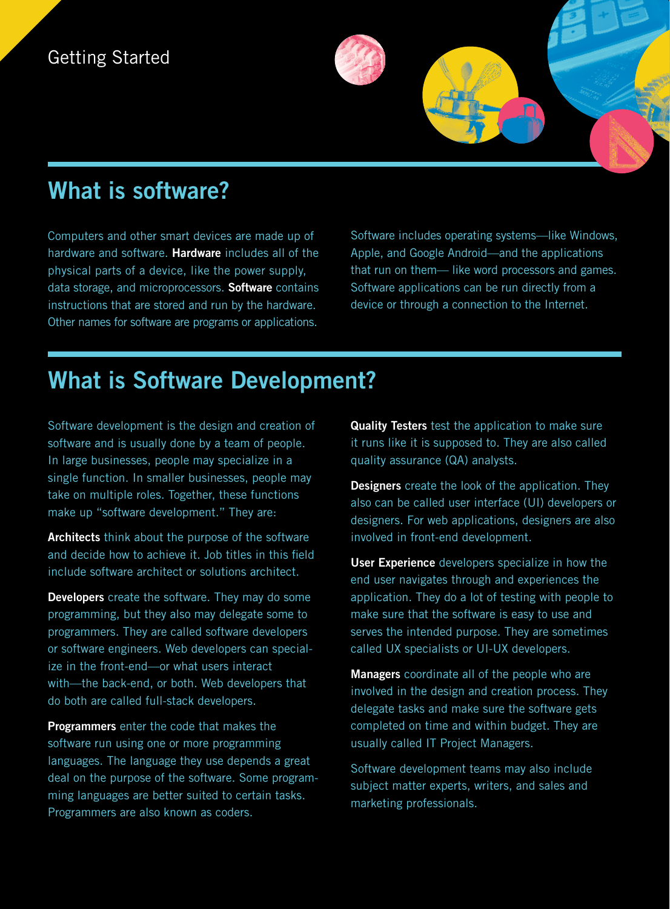Getting Started

## What is software?

Computers and other smart devices are made up of hardware and software. **Hardware** includes all of the physical parts of a device, like the power supply, data storage, and microprocessors. **Software** contains instructions that are stored and run by the hardware. Other names for software are programs or applications.

Software includes operating systems—like Windows, Apple, and Google Android—and the applications that run on them— like word processors and games. Software applications can be run directly from a device or through a connection to the Internet.

## What is Software Development?

Software development is the design and creation of software and is usually done by a team of people. In large businesses, people may specialize in a single function. In smaller businesses, people may take on multiple roles. Together, these functions make up "software development." They are:

**Architects** think about the purpose of the software and decide how to achieve it. Job titles in this field include software architect or solutions architect.

**Developers** create the software. They may do some programming, but they also may delegate some to programmers. They are called software developers or software engineers. Web developers can specialize in the front-end—or what users interact with—the back-end, or both. Web developers that do both are called full-stack developers.

**Programmers** enter the code that makes the software run using one or more programming languages. The language they use depends a great deal on the purpose of the software. Some programming languages are better suited to certain tasks. Programmers are also known as coders.

**Quality Testers** test the application to make sure it runs like it is supposed to. They are also called quality assurance (QA) analysts.

**Designers** create the look of the application. They also can be called user interface (UI) developers or designers. For web applications, designers are also involved in front-end development.

**User Experience** developers specialize in how the end user navigates through and experiences the application. They do a lot of testing with people to make sure that the software is easy to use and serves the intended purpose. They are sometimes called UX specialists or UI-UX developers.

**Managers** coordinate all of the people who are involved in the design and creation process. They delegate tasks and make sure the software gets completed on time and within budget. They are usually called IT Project Managers.

Software development teams may also include subject matter experts, writers, and sales and marketing professionals.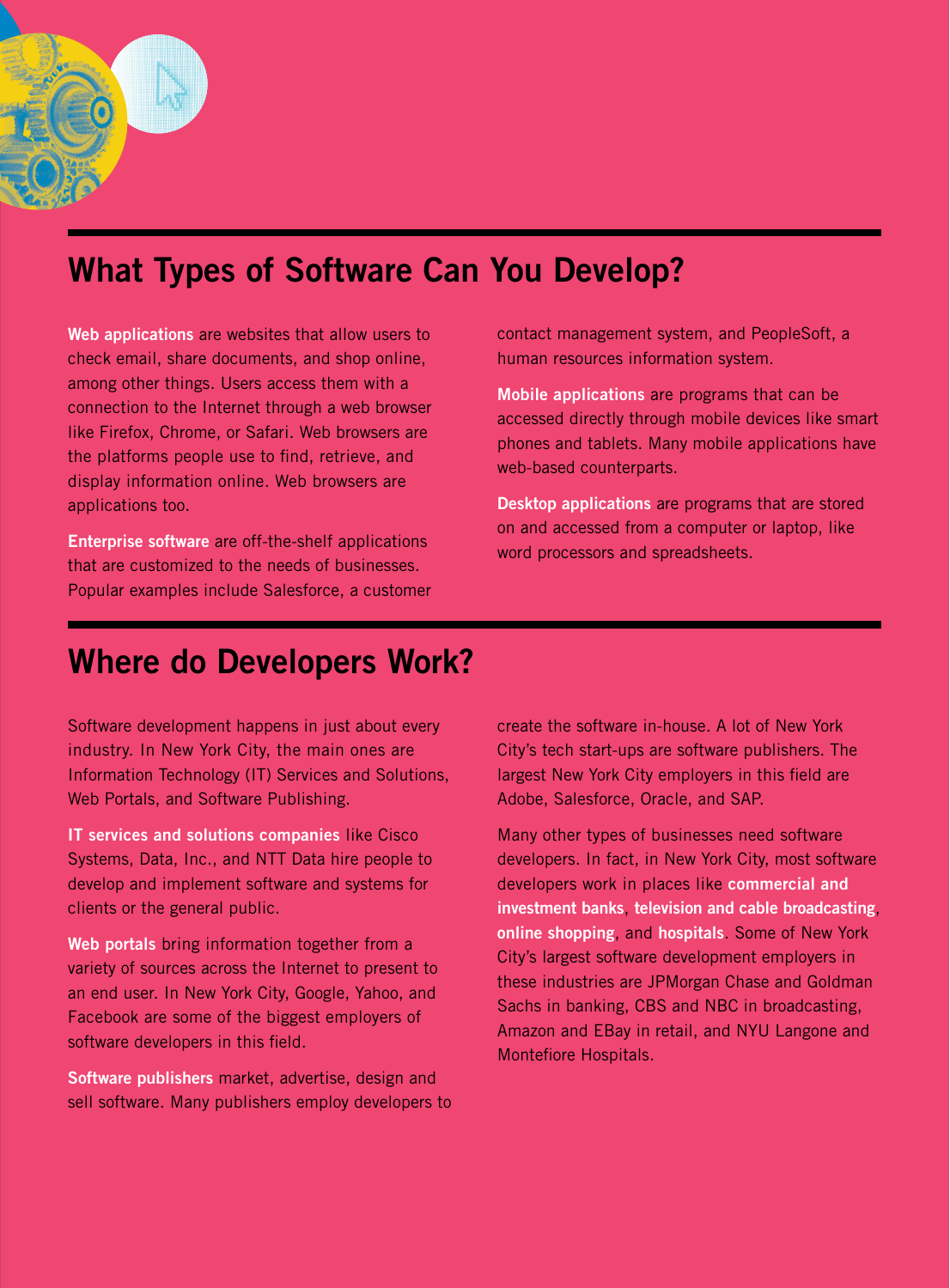## What Types of Software Can You Develop?

**Web applications** are websites that allow users to check email, share documents, and shop online, among other things. Users access them with a connection to the Internet through a web browser like Firefox, Chrome, or Safari. Web browsers are the platforms people use to find, retrieve, and display information online. Web browsers are applications too.

**Enterprise software** are off-the-shelf applications that are customized to the needs of businesses. Popular examples include Salesforce, a customer contact management system, and PeopleSoft, a human resources information system.

**Mobile applications** are programs that can be accessed directly through mobile devices like smart phones and tablets. Many mobile applications have web-based counterparts.

**Desktop applications** are programs that are stored on and accessed from a computer or laptop, like word processors and spreadsheets.

## Where do Developers Work?

Software development happens in just about every industry. In New York City, the main ones are Information Technology (IT) Services and Solutions, Web Portals, and Software Publishing.

**IT services and solutions companies** like Cisco Systems, Data, Inc., and NTT Data hire people to develop and implement software and systems for clients or the general public.

**Web portals** bring information together from a variety of sources across the Internet to present to an end user. In New York City, Google, Yahoo, and Facebook are some of the biggest employers of software developers in this field.

**Software publishers** market, advertise, design and sell software. Many publishers employ developers to create the software in-house. A lot of New York City's tech start-ups are software publishers. The largest New York City employers in this field are Adobe, Salesforce, Oracle, and SAP.

Many other types of businesses need software developers. In fact, in New York City, most software developers work in places like **commercial and investment banks**, **television and cable broadcasting**, **online shopping**, and **hospitals**. Some of New York City's largest software development employers in these industries are JPMorgan Chase and Goldman Sachs in banking, CBS and NBC in broadcasting, Amazon and EBay in retail, and NYU Langone and Montefiore Hospitals.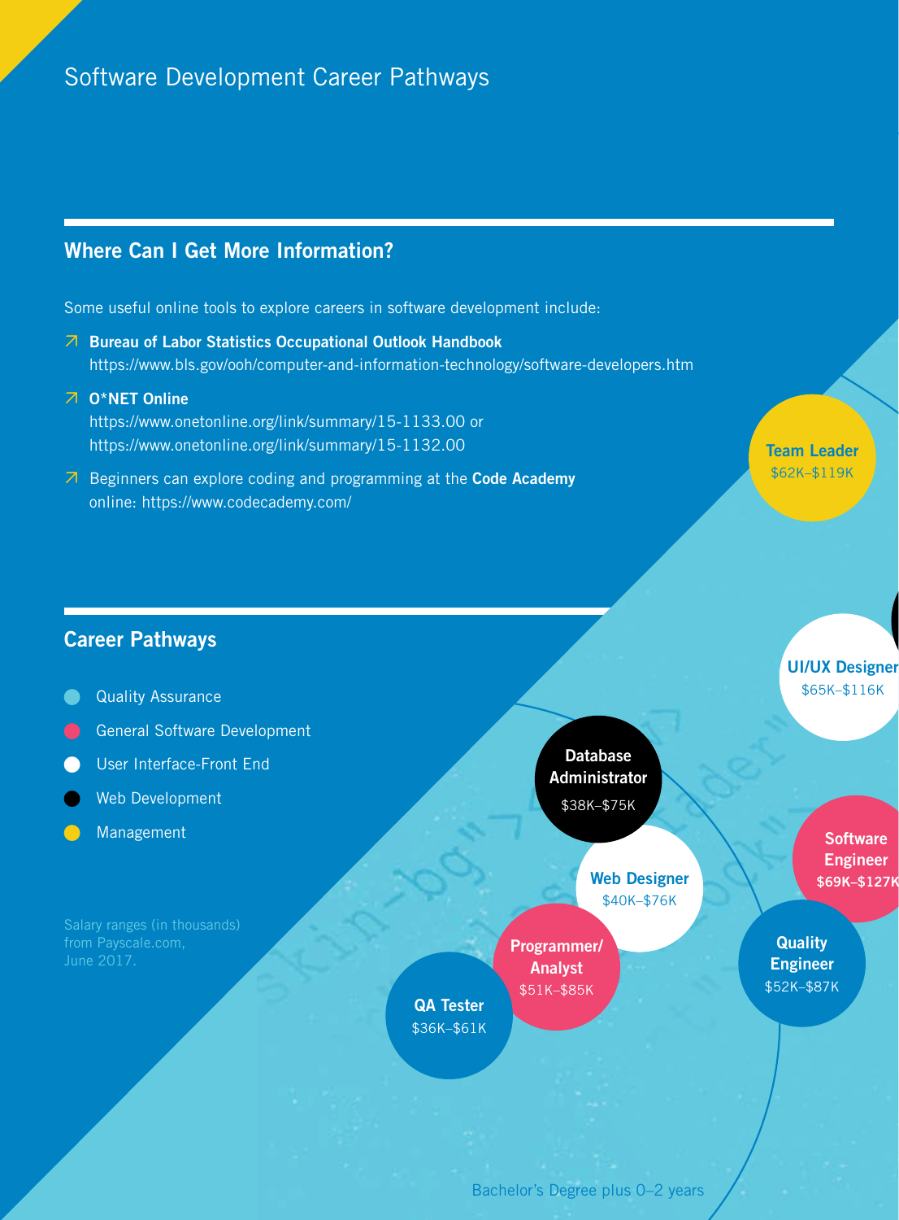Software Development Career Pathways

## Where Can I Get More Information?

Some useful online tools to explore careers in software development include:

- **Bureau of Labor Statistics Occupational Outlook Handbook**
  https://www.bls.gov/ooh/computer-and-information-technology/software-developers.htm
- **O*NET Online**
  https://www.onetonline.org/link/summary/15-1133.00 or
  https://www.onetonline.org/link/summary/15-1132.00
- Beginners can explore coding and programming at the **Code Academy** online: https://www.codecademy.com/

## Career Pathways

- Quality Assurance
- General Software Development
- User Interface-Front End
- Web Development
- Management

Salary ranges (in thousands) from Payscale.com, June 2017.

**Team Leader**
$62K–$119K

**UI/UX Designer**
$65K–$116K

**Database Administrator**
$38K–$75K

**Software Engineer**
$69K–$127K

**Web Designer**
$40K–$76K

**Quality Engineer**
$52K–$87K

**Programmer/ Analyst**
$51K–$85K

**QA Tester**
$36K–$61K

Bachelor's Degree plus 0–2 years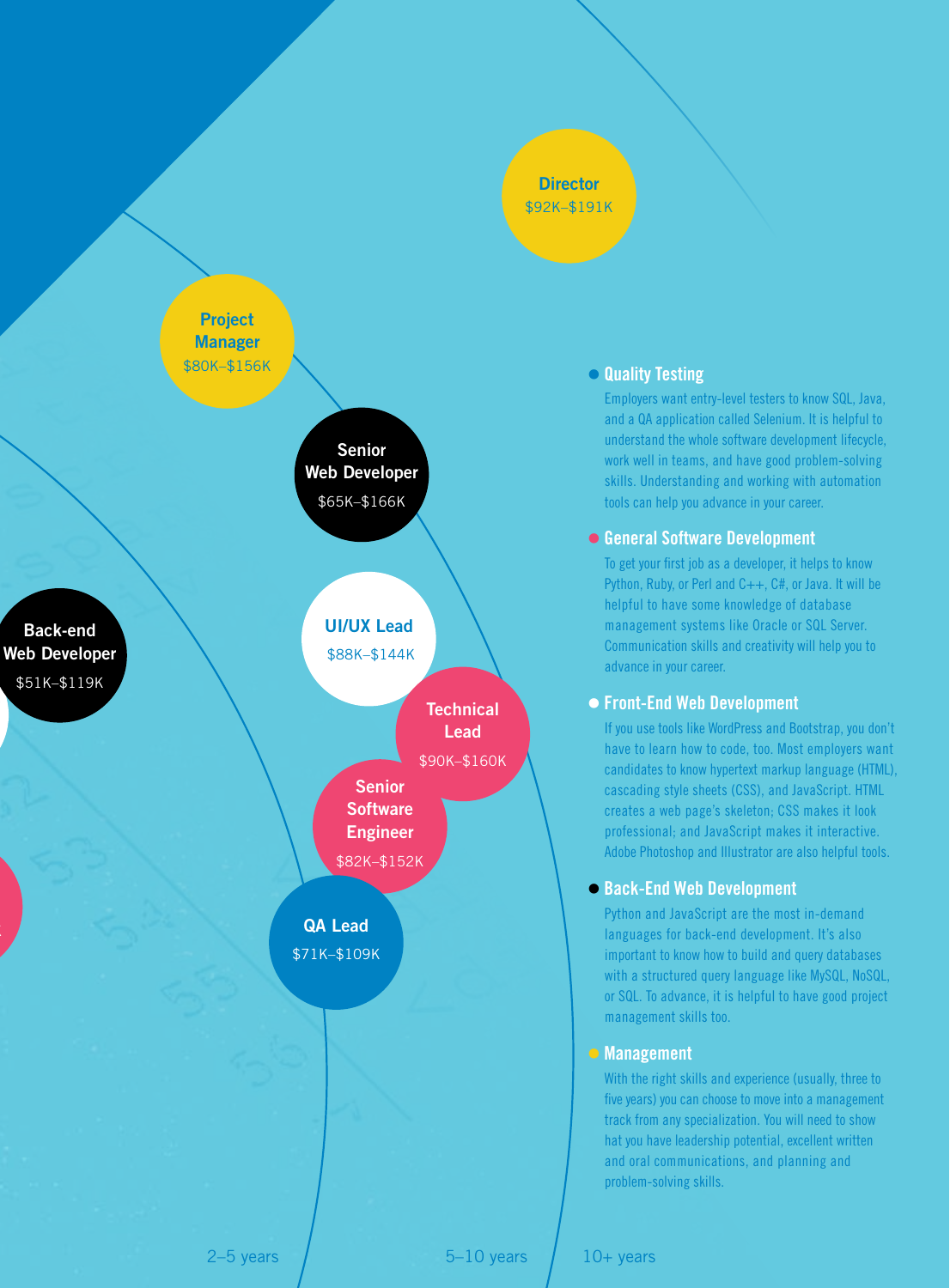**Director**
$92K–$191K

**Project Manager**
$80K–$156K

**Senior Web Developer**
$65K–$166K

**Back-end Web Developer**
$51K–$119K

**UI/UX Lead**
$88K–$144K

**Technical Lead**
$90K–$160K

**Senior Software Engineer**
$82K–$152K

**QA Lead**
$71K–$109K

2–5 years

5–10 years

10+ years

### Quality Testing

Employers want entry-level testers to know SQL, Java, and a QA application called Selenium. It is helpful to understand the whole software development lifecycle, work well in teams, and have good problem-solving skills. Understanding and working with automation tools can help you advance in your career.

### General Software Development

To get your first job as a developer, it helps to know Python, Ruby, or Perl and C++, C#, or Java. It will be helpful to have some knowledge of database management systems like Oracle or SQL Server. Communication skills and creativity will help you to advance in your career.

### Front-End Web Development

If you use tools like WordPress and Bootstrap, you don't have to learn how to code, too. Most employers want candidates to know hypertext markup language (HTML), cascading style sheets (CSS), and JavaScript. HTML creates a web page's skeleton; CSS makes it look professional; and JavaScript makes it interactive. Adobe Photoshop and Illustrator are also helpful tools.

### Back-End Web Development

Python and JavaScript are the most in-demand languages for back-end development. It's also important to know how to build and query databases with a structured query language like MySQL, NoSQL, or SQL. To advance, it is helpful to have good project management skills too.

### Management

With the right skills and experience (usually, three to five years) you can choose to move into a management track from any specialization. You will need to show hat you have leadership potential, excellent written and oral communications, and planning and problem-solving skills.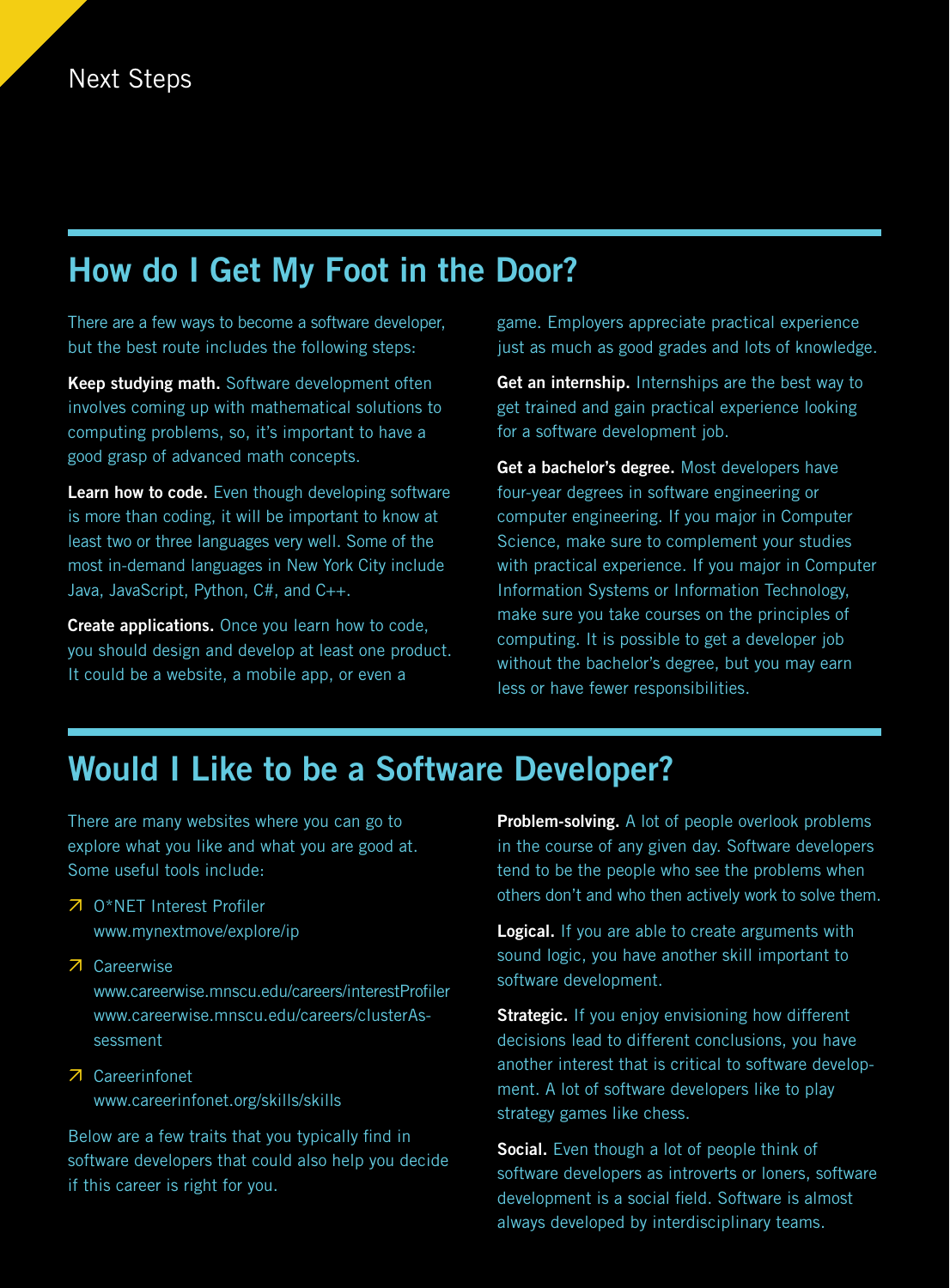Next Steps

## How do I Get My Foot in the Door?

There are a few ways to become a software developer, but the best route includes the following steps:

**Keep studying math.** Software development often involves coming up with mathematical solutions to computing problems, so, it's important to have a good grasp of advanced math concepts.

**Learn how to code.** Even though developing software is more than coding, it will be important to know at least two or three languages very well. Some of the most in-demand languages in New York City include Java, JavaScript, Python, C#, and C++.

**Create applications.** Once you learn how to code, you should design and develop at least one product. It could be a website, a mobile app, or even a game. Employers appreciate practical experience just as much as good grades and lots of knowledge.

**Get an internship.** Internships are the best way to get trained and gain practical experience looking for a software development job.

**Get a bachelor's degree.** Most developers have four-year degrees in software engineering or computer engineering. If you major in Computer Science, make sure to complement your studies with practical experience. If you major in Computer Information Systems or Information Technology, make sure you take courses on the principles of computing. It is possible to get a developer job without the bachelor's degree, but you may earn less or have fewer responsibilities.

## Would I Like to be a Software Developer?

There are many websites where you can go to explore what you like and what you are good at. Some useful tools include:

- O*NET Interest Profiler
  www.mynextmove/explore/ip
- Careerwise
  www.careerwise.mnscu.edu/careers/interestProfiler
  www.careerwise.mnscu.edu/careers/clusterAssessment
- Careerinfonet
  www.careerinfonet.org/skills/skills

Below are a few traits that you typically find in software developers that could also help you decide if this career is right for you.

**Problem-solving.** A lot of people overlook problems in the course of any given day. Software developers tend to be the people who see the problems when others don't and who then actively work to solve them.

**Logical.** If you are able to create arguments with sound logic, you have another skill important to software development.

**Strategic.** If you enjoy envisioning how different decisions lead to different conclusions, you have another interest that is critical to software development. A lot of software developers like to play strategy games like chess.

**Social.** Even though a lot of people think of software developers as introverts or loners, software development is a social field. Software is almost always developed by interdisciplinary teams.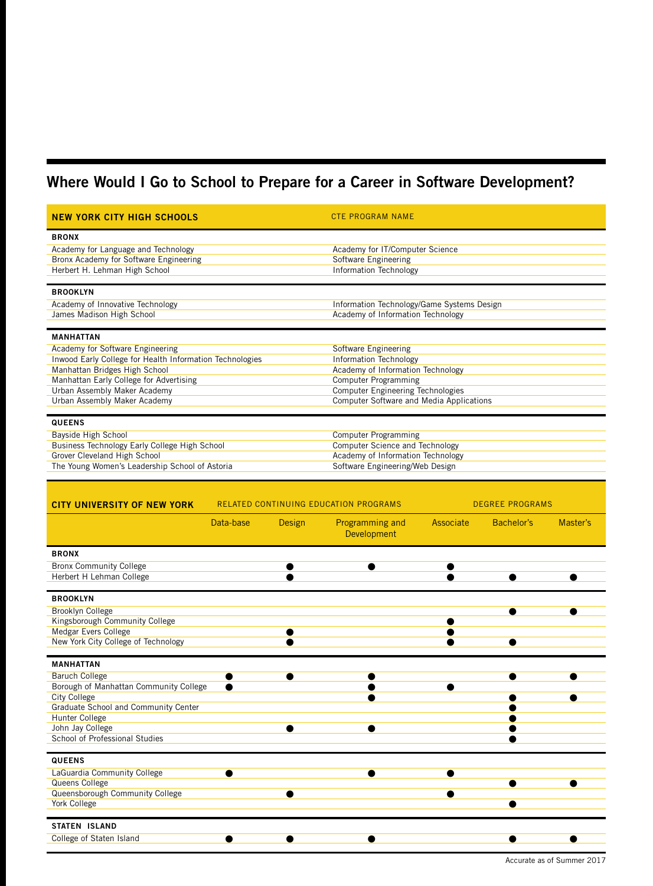## Where Would I Go to School to Prepare for a Career in Software Development?

| NEW YORK CITY HIGH SCHOOLS | CTE PROGRAM NAME |
|---|---|
| **BRONX** | |
| Academy for Language and Technology | Academy for IT/Computer Science |
| Bronx Academy for Software Engineering | Software Engineering |
| Herbert H. Lehman High School | Information Technology |
| **BROOKLYN** | |
| Academy of Innovative Technology | Information Technology/Game Systems Design |
| James Madison High School | Academy of Information Technology |
| **MANHATTAN** | |
| Academy for Software Engineering | Software Engineering |
| Inwood Early College for Health Information Technologies | Information Technology |
| Manhattan Bridges High School | Academy of Information Technology |
| Manhattan Early College for Advertising | Computer Programming |
| Urban Assembly Maker Academy | Computer Engineering Technologies |
| Urban Assembly Maker Academy | Computer Software and Media Applications |
| **QUEENS** | |
| Bayside High School | Computer Programming |
| Business Technology Early College High School | Computer Science and Technology |
| Grover Cleveland High School | Academy of Information Technology |
| The Young Women's Leadership School of Astoria | Software Engineering/Web Design |

| CITY UNIVERSITY OF NEW YORK | RELATED CONTINUING EDUCATION PROGRAMS | | | DEGREE PROGRAMS | | |
|---|---|---|---|---|---|---|
| | Data-base | Design | Programming and Development | Associate | Bachelor's | Master's |
| **BRONX** | | | | | | |
| Bronx Community College | | ● | ● | ● | | |
| Herbert H Lehman College | | ● | | ● | ● | ● |
| **BROOKLYN** | | | | | | |
| Brooklyn College | | | | | ● | ● |
| Kingsborough Community College | | | | ● | | |
| Medgar Evers College | | ● | | ● | | |
| New York City College of Technology | | ● | | ● | ● | |
| **MANHATTAN** | | | | | | |
| Baruch College | ● | ● | ● | | ● | ● |
| Borough of Manhattan Community College | ● | | ● | ● | | |
| City College | | | ● | | ● | ● |
| Graduate School and Community Center | | | | | ● | |
| Hunter College | | | | | ● | |
| John Jay College | | ● | ● | | ● | |
| School of Professional Studies | | | | | ● | |
| **QUEENS** | | | | | | |
| LaGuardia Community College | ● | | ● | ● | | |
| Queens College | | | | | ● | ● |
| Queensborough Community College | | ● | | ● | | |
| York College | | | | | ● | |
| **STATEN ISLAND** | | | | | | |
| College of Staten Island | ● | ● | ● | | ● | ● |

Accurate as of Summer 2017